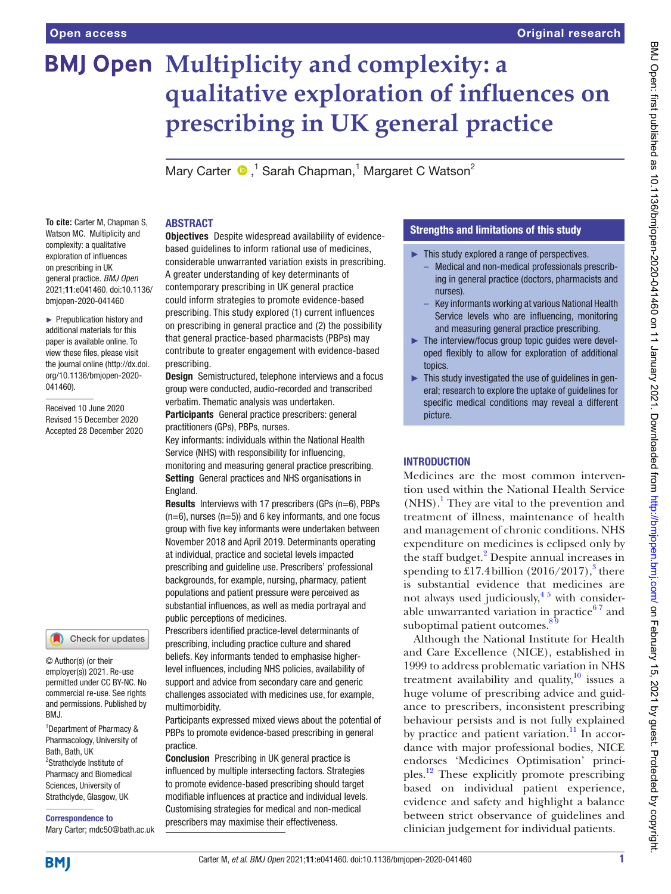# Multiplicity and complexity: a qualitative exploration of influences on prescribing in UK general practice

Mary Carter ,[1] Sarah Chapman,[1] Margaret C Watson[2]

**To cite:** Carter M, Chapman S, Watson MC. Multiplicity and complexity: a qualitative exploration of influences on prescribing in UK general practice. *BMJ Open* 2021;**11**:e041460. doi:10.1136/bmjopen-2020-041460

► Prepublication history and additional materials for this paper is available online. To view these files, please visit the journal online (http://dx.doi.org/10.1136/bmjopen-2020-041460).

Received 10 June 2020
Revised 15 December 2020
Accepted 28 December 2020

© Author(s) (or their employer(s)) 2021. Re-use permitted under CC BY-NC. No commercial re-use. See rights and permissions. Published by BMJ.

[1]Department of Pharmacy & Pharmacology, University of Bath, Bath, UK
[2]Strathclyde Institute of Pharmacy and Biomedical Sciences, University of Strathclyde, Glasgow, UK

**Correspondence to**
Mary Carter; mdc50@bath.ac.uk

## ABSTRACT

**Objectives** Despite widespread availability of evidence-based guidelines to inform rational use of medicines, considerable unwarranted variation exists in prescribing. A greater understanding of key determinants of contemporary prescribing in UK general practice could inform strategies to promote evidence-based prescribing. This study explored (1) current influences on prescribing in general practice and (2) the possibility that general practice-based pharmacists (PBPs) may contribute to greater engagement with evidence-based prescribing.

**Design** Semistructured, telephone interviews and a focus group were conducted, audio-recorded and transcribed verbatim. Thematic analysis was undertaken.

**Participants** General practice prescribers: general practitioners (GPs), PBPs, nurses.

Key informants: individuals within the National Health Service (NHS) with responsibility for influencing, monitoring and measuring general practice prescribing.

**Setting** General practices and NHS organisations in England.

**Results** Interviews with 17 prescribers (GPs (n=6), PBPs (n=6), nurses (n=5)) and 6 key informants, and one focus group with five key informants were undertaken between November 2018 and April 2019. Determinants operating at individual, practice and societal levels impacted prescribing and guideline use. Prescribers' professional backgrounds, for example, nursing, pharmacy, patient populations and patient pressure were perceived as substantial influences, as well as media portrayal and public perceptions of medicines.

Prescribers identified practice-level determinants of prescribing, including practice culture and shared beliefs. Key informants tended to emphasise higher-level influences, including NHS policies, availability of support and advice from secondary care and generic challenges associated with medicines use, for example, multimorbidity.

Participants expressed mixed views about the potential of PBPs to promote evidence-based prescribing in general practice.

**Conclusion** Prescribing in UK general practice is influenced by multiple intersecting factors. Strategies to promote evidence-based prescribing should target modifiable influences at practice and individual levels. Customising strategies for medical and non-medical prescribers may maximise their effectiveness.

## Strengths and limitations of this study

- ► This study explored a range of perspectives.
  - – Medical and non-medical professionals prescribing in general practice (doctors, pharmacists and nurses).
  - – Key informants working at various National Health Service levels who are influencing, monitoring and measuring general practice prescribing.
- ► The interview/focus group topic guides were developed flexibly to allow for exploration of additional topics.
- ► This study investigated the use of guidelines in general; research to explore the uptake of guidelines for specific medical conditions may reveal a different picture.

## INTRODUCTION

Medicines are the most common intervention used within the National Health Service (NHS).[1] They are vital to the prevention and treatment of illness, maintenance of health and management of chronic conditions. NHS expenditure on medicines is eclipsed only by the staff budget.[2] Despite annual increases in spending to £17.4 billion (2016/2017),[3] there is substantial evidence that medicines are not always used judiciously,[4 5] with considerable unwarranted variation in practice[6 7] and suboptimal patient outcomes.[8 9]

Although the National Institute for Health and Care Excellence (NICE), established in 1999 to address problematic variation in NHS treatment availability and quality,[10] issues a huge volume of prescribing advice and guidance to prescribers, inconsistent prescribing behaviour persists and is not fully explained by practice and patient variation.[11] In accordance with major professional bodies, NICE endorses 'Medicines Optimisation' principles.[12] These explicitly promote prescribing based on individual patient experience, evidence and safety and highlight a balance between strict observance of guidelines and clinician judgement for individual patients.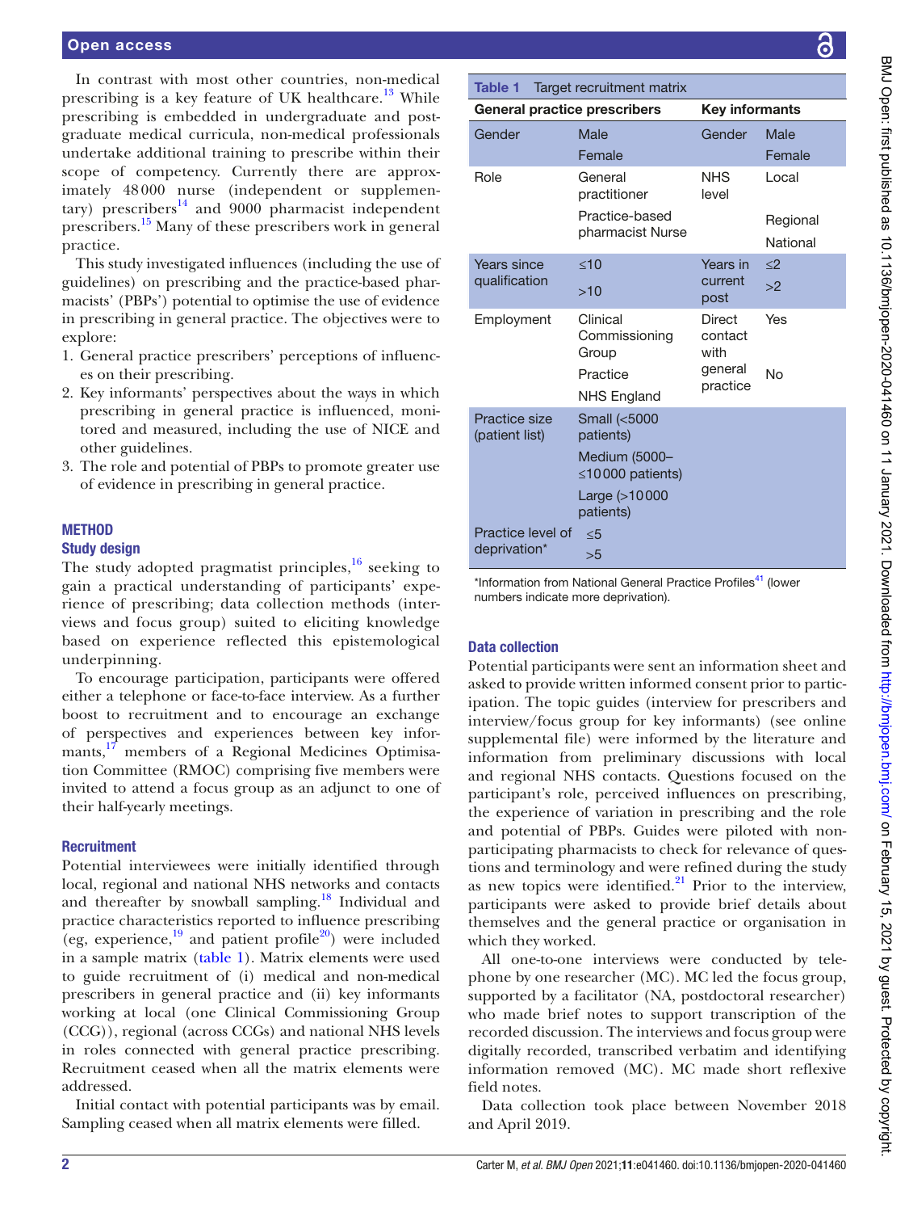In contrast with most other countries, non-medical prescribing is a key feature of UK healthcare.[13] While prescribing is embedded in undergraduate and postgraduate medical curricula, non-medical professionals undertake additional training to prescribe within their scope of competency. Currently there are approximately 48 000 nurse (independent or supplementary) prescribers[14] and 9000 pharmacist independent prescribers.[15] Many of these prescribers work in general practice.

This study investigated influences (including the use of guidelines) on prescribing and the practice-based pharmacists' (PBPs') potential to optimise the use of evidence in prescribing in general practice. The objectives were to explore:

1. General practice prescribers' perceptions of influences on their prescribing.
2. Key informants' perspectives about the ways in which prescribing in general practice is influenced, monitored and measured, including the use of NICE and other guidelines.
3. The role and potential of PBPs to promote greater use of evidence in prescribing in general practice.

## METHOD

### Study design

The study adopted pragmatist principles,[16] seeking to gain a practical understanding of participants' experience of prescribing; data collection methods (interviews and focus group) suited to eliciting knowledge based on experience reflected this epistemological underpinning.

To encourage participation, participants were offered either a telephone or face-to-face interview. As a further boost to recruitment and to encourage an exchange of perspectives and experiences between key informants,[17] members of a Regional Medicines Optimisation Committee (RMOC) comprising five members were invited to attend a focus group as an adjunct to one of their half-yearly meetings.

### Recruitment

Potential interviewees were initially identified through local, regional and national NHS networks and contacts and thereafter by snowball sampling.[18] Individual and practice characteristics reported to influence prescribing (eg, experience,[19] and patient profile[20]) were included in a sample matrix (table 1). Matrix elements were used to guide recruitment of (i) medical and non-medical prescribers in general practice and (ii) key informants working at local (one Clinical Commissioning Group (CCG)), regional (across CCGs) and national NHS levels in roles connected with general practice prescribing. Recruitment ceased when all the matrix elements were addressed.

Initial contact with potential participants was by email. Sampling ceased when all matrix elements were filled.

**Table 1** Target recruitment matrix

| General practice prescribers | | Key informants | |
|---|---|---|---|
| Gender | Male | Gender | Male |
| | Female | | Female |
| Role | General practitioner | NHS level | Local |
| | Practice-based pharmacist Nurse | | Regional |
| | | | National |
| Years since qualification | ≤10 | Years in current post | ≤2 |
| | >10 | | >2 |
| Employment | Clinical Commissioning Group | Direct contact with general practice | Yes |
| | Practice | | No |
| | NHS England | | |
| Practice size (patient list) | Small (<5000 patients) | | |
| | Medium (5000–≤10 000 patients) | | |
| | Large (>10 000 patients) | | |
| Practice level of deprivation* | ≤5 | | |
| | >5 | | |

*Information from National General Practice Profiles[41] (lower numbers indicate more deprivation).

### Data collection

Potential participants were sent an information sheet and asked to provide written informed consent prior to participation. The topic guides (interview for prescribers and interview/focus group for key informants) (see online supplemental file) were informed by the literature and information from preliminary discussions with local and regional NHS contacts. Questions focused on the participant's role, perceived influences on prescribing, the experience of variation in prescribing and the role and potential of PBPs. Guides were piloted with non-participating pharmacists to check for relevance of questions and terminology and were refined during the study as new topics were identified.[21] Prior to the interview, participants were asked to provide brief details about themselves and the general practice or organisation in which they worked.

All one-to-one interviews were conducted by telephone by one researcher (MC). MC led the focus group, supported by a facilitator (NA, postdoctoral researcher) who made brief notes to support transcription of the recorded discussion. The interviews and focus group were digitally recorded, transcribed verbatim and identifying information removed (MC). MC made short reflexive field notes.

Data collection took place between November 2018 and April 2019.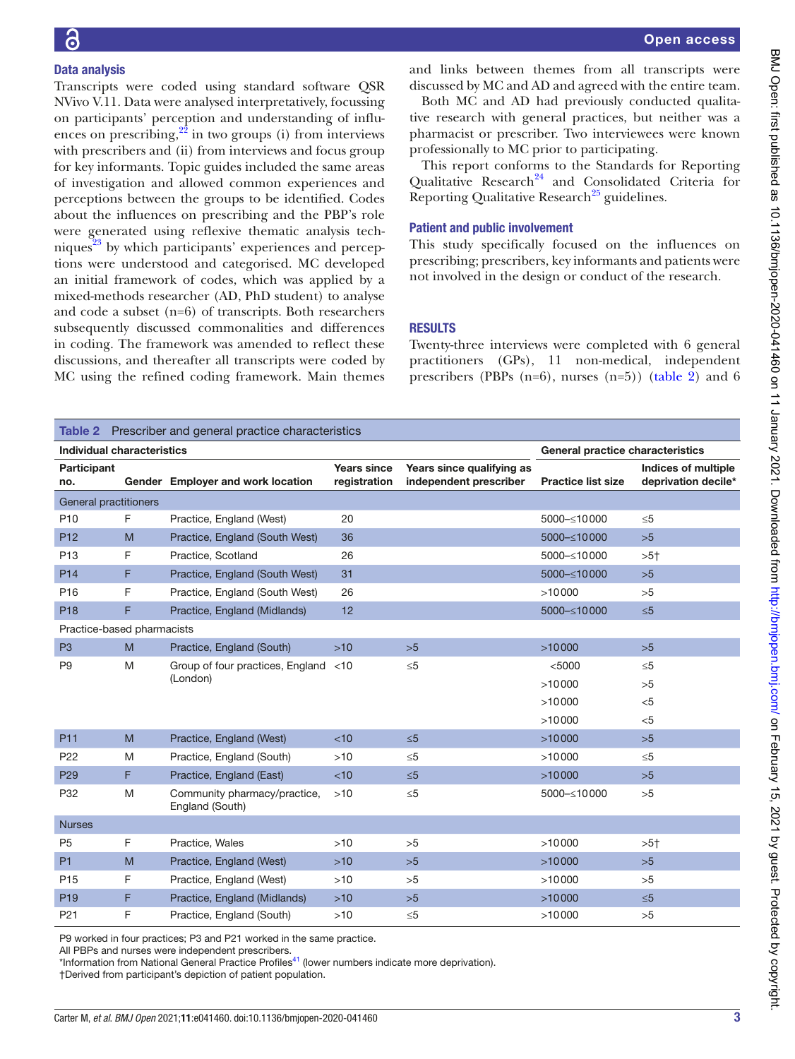## Data analysis

Transcripts were coded using standard software QSR NVivo V.11. Data were analysed interpretatively, focussing on participants' perception and understanding of influences on prescribing,[22] in two groups (i) from interviews with prescribers and (ii) from interviews and focus group for key informants. Topic guides included the same areas of investigation and allowed common experiences and perceptions between the groups to be identified. Codes about the influences on prescribing and the PBP's role were generated using reflexive thematic analysis techniques[23] by which participants' experiences and perceptions were understood and categorised. MC developed an initial framework of codes, which was applied by a mixed-methods researcher (AD, PhD student) to analyse and code a subset (n=6) of transcripts. Both researchers subsequently discussed commonalities and differences in coding. The framework was amended to reflect these discussions, and thereafter all transcripts were coded by MC using the refined coding framework. Main themes and links between themes from all transcripts were discussed by MC and AD and agreed with the entire team.

Both MC and AD had previously conducted qualitative research with general practices, but neither was a pharmacist or prescriber. Two interviewees were known professionally to MC prior to participating.

This report conforms to the Standards for Reporting Qualitative Research[24] and Consolidated Criteria for Reporting Qualitative Research[25] guidelines.

## Patient and public involvement

This study specifically focused on the influences on prescribing; prescribers, key informants and patients were not involved in the design or conduct of the research.

## RESULTS

Twenty-three interviews were completed with 6 general practitioners (GPs), 11 non-medical, independent prescribers (PBPs (n=6), nurses (n=5)) (table 2) and 6

**Table 2** Prescriber and general practice characteristics

| Individual characteristics | | | | | General practice characteristics | |
|---|---|---|---|---|---|---|
| Participant no. | Gender | Employer and work location | Years since registration | Years since qualifying as independent prescriber | Practice list size | Indices of multiple deprivation decile* |
| General practitioners | | | | | | |
| P10 | F | Practice, England (West) | 20 | | 5000–≤10000 | ≤5 |
| P12 | M | Practice, England (South West) | 36 | | 5000–≤10000 | >5 |
| P13 | F | Practice, Scotland | 26 | | 5000–≤10000 | >5† |
| P14 | F | Practice, England (South West) | 31 | | 5000–≤10000 | >5 |
| P16 | F | Practice, England (South West) | 26 | | >10000 | >5 |
| P18 | F | Practice, England (Midlands) | 12 | | 5000–≤10000 | ≤5 |
| Practice-based pharmacists | | | | | | |
| P3 | M | Practice, England (South) | >10 | >5 | >10000 | >5 |
| P9 | M | Group of four practices, England (London) | <10 | ≤5 | <5000 | ≤5 |
| | | | | | >10000 | >5 |
| | | | | | >10000 | <5 |
| | | | | | >10000 | <5 |
| P11 | M | Practice, England (West) | <10 | ≤5 | >10000 | >5 |
| P22 | M | Practice, England (South) | >10 | ≤5 | >10000 | ≤5 |
| P29 | F | Practice, England (East) | <10 | ≤5 | >10000 | >5 |
| P32 | M | Community pharmacy/practice, England (South) | >10 | ≤5 | 5000–≤10000 | >5 |
| Nurses | | | | | | |
| P5 | F | Practice, Wales | >10 | >5 | >10000 | >5† |
| P1 | M | Practice, England (West) | >10 | >5 | >10000 | >5 |
| P15 | F | Practice, England (West) | >10 | >5 | >10000 | >5 |
| P19 | F | Practice, England (Midlands) | >10 | >5 | >10000 | ≤5 |
| P21 | F | Practice, England (South) | >10 | ≤5 | >10000 | >5 |

P9 worked in four practices; P3 and P21 worked in the same practice.
All PBPs and nurses were independent prescribers.
*Information from National General Practice Profiles[41] (lower numbers indicate more deprivation).
†Derived from participant's depiction of patient population.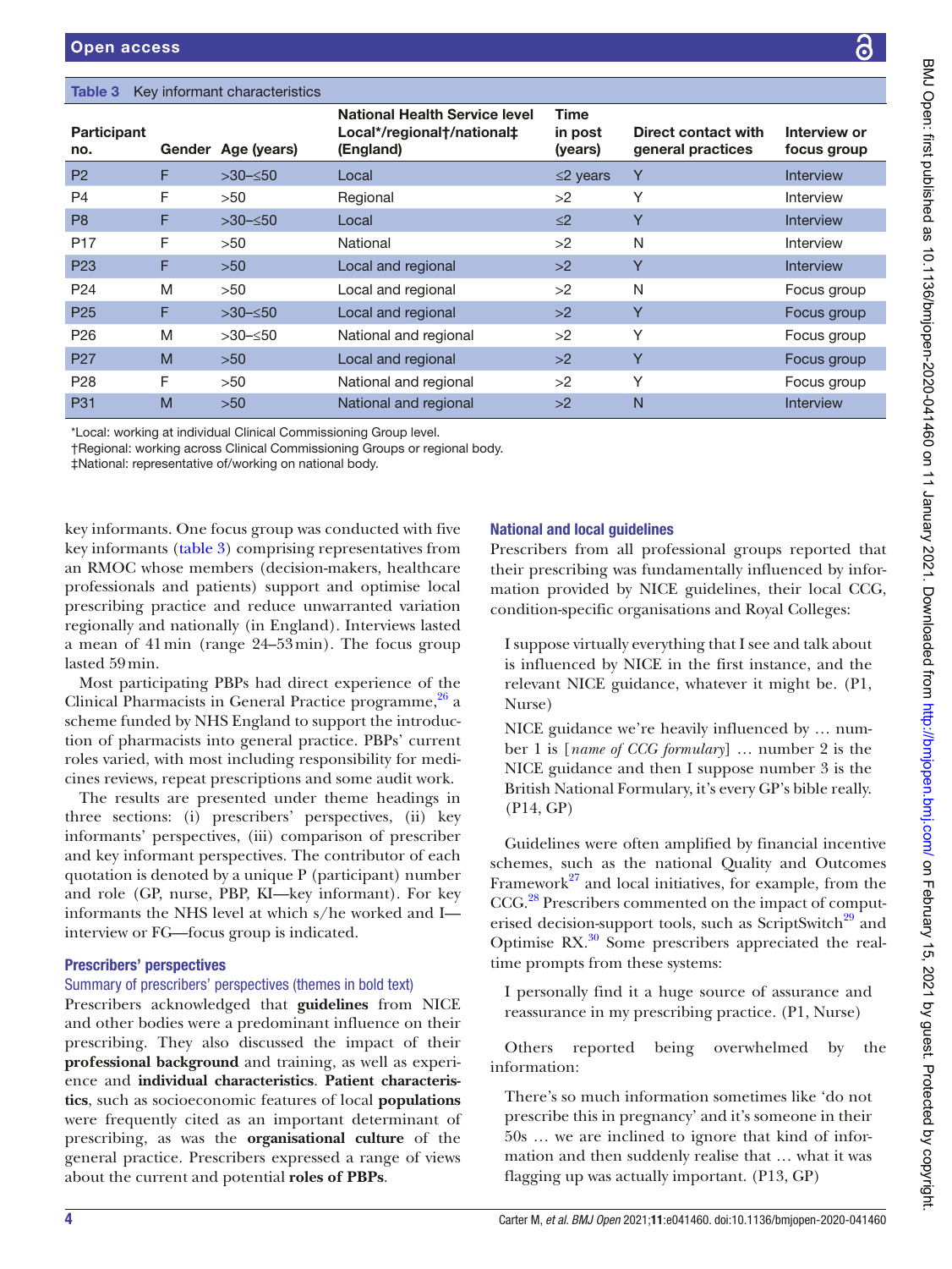**Table 3** Key informant characteristics

| Participant no. | Gender | Age (years) | National Health Service level Local*/regional†/national‡ (England) | Time in post (years) | Direct contact with general practices | Interview or focus group |
|---|---|---|---|---|---|---|
| P2 | F | >30–≤50 | Local | ≤2 years | Y | Interview |
| P4 | F | >50 | Regional | >2 | Y | Interview |
| P8 | F | >30–≤50 | Local | ≤2 | Y | Interview |
| P17 | F | >50 | National | >2 | N | Interview |
| P23 | F | >50 | Local and regional | >2 | Y | Interview |
| P24 | M | >50 | Local and regional | >2 | N | Focus group |
| P25 | F | >30–≤50 | Local and regional | >2 | Y | Focus group |
| P26 | M | >30–≤50 | National and regional | >2 | Y | Focus group |
| P27 | M | >50 | Local and regional | >2 | Y | Focus group |
| P28 | F | >50 | National and regional | >2 | Y | Focus group |
| P31 | M | >50 | National and regional | >2 | N | Interview |

*Local: working at individual Clinical Commissioning Group level.
†Regional: working across Clinical Commissioning Groups or regional body.
‡National: representative of/working on national body.

key informants. One focus group was conducted with five key informants (table 3) comprising representatives from an RMOC whose members (decision-makers, healthcare professionals and patients) support and optimise local prescribing practice and reduce unwarranted variation regionally and nationally (in England). Interviews lasted a mean of 41 min (range 24–53 min). The focus group lasted 59 min.

Most participating PBPs had direct experience of the Clinical Pharmacists in General Practice programme,[26] a scheme funded by NHS England to support the introduction of pharmacists into general practice. PBPs' current roles varied, with most including responsibility for medicines reviews, repeat prescriptions and some audit work.

The results are presented under theme headings in three sections: (i) prescribers' perspectives, (ii) key informants' perspectives, (iii) comparison of prescriber and key informant perspectives. The contributor of each quotation is denoted by a unique P (participant) number and role (GP, nurse, PBP, KI—key informant). For key informants the NHS level at which s/he worked and I—interview or FG—focus group is indicated.

## Prescribers' perspectives

### Summary of prescribers' perspectives (themes in bold text)

Prescribers acknowledged that **guidelines** from NICE and other bodies were a predominant influence on their prescribing. They also discussed the impact of their **professional background** and training, as well as experience and **individual characteristics**. **Patient characteristics**, such as socioeconomic features of local **populations** were frequently cited as an important determinant of prescribing, as was the **organisational culture** of the general practice. Prescribers expressed a range of views about the current and potential **roles of PBPs**.

### National and local guidelines

Prescribers from all professional groups reported that their prescribing was fundamentally influenced by information provided by NICE guidelines, their local CCG, condition-specific organisations and Royal Colleges:

> I suppose virtually everything that I see and talk about is influenced by NICE in the first instance, and the relevant NICE guidance, whatever it might be. (P1, Nurse)

> NICE guidance we're heavily influenced by … number 1 is [*name of CCG formulary*] … number 2 is the NICE guidance and then I suppose number 3 is the British National Formulary, it's every GP's bible really. (P14, GP)

Guidelines were often amplified by financial incentive schemes, such as the national Quality and Outcomes Framework[27] and local initiatives, for example, from the CCG.[28] Prescribers commented on the impact of computerised decision-support tools, such as ScriptSwitch[29] and Optimise RX.[30] Some prescribers appreciated the real-time prompts from these systems:

> I personally find it a huge source of assurance and reassurance in my prescribing practice. (P1, Nurse)

Others reported being overwhelmed by the information:

> There's so much information sometimes like 'do not prescribe this in pregnancy' and it's someone in their 50s … we are inclined to ignore that kind of information and then suddenly realise that … what it was flagging up was actually important. (P13, GP)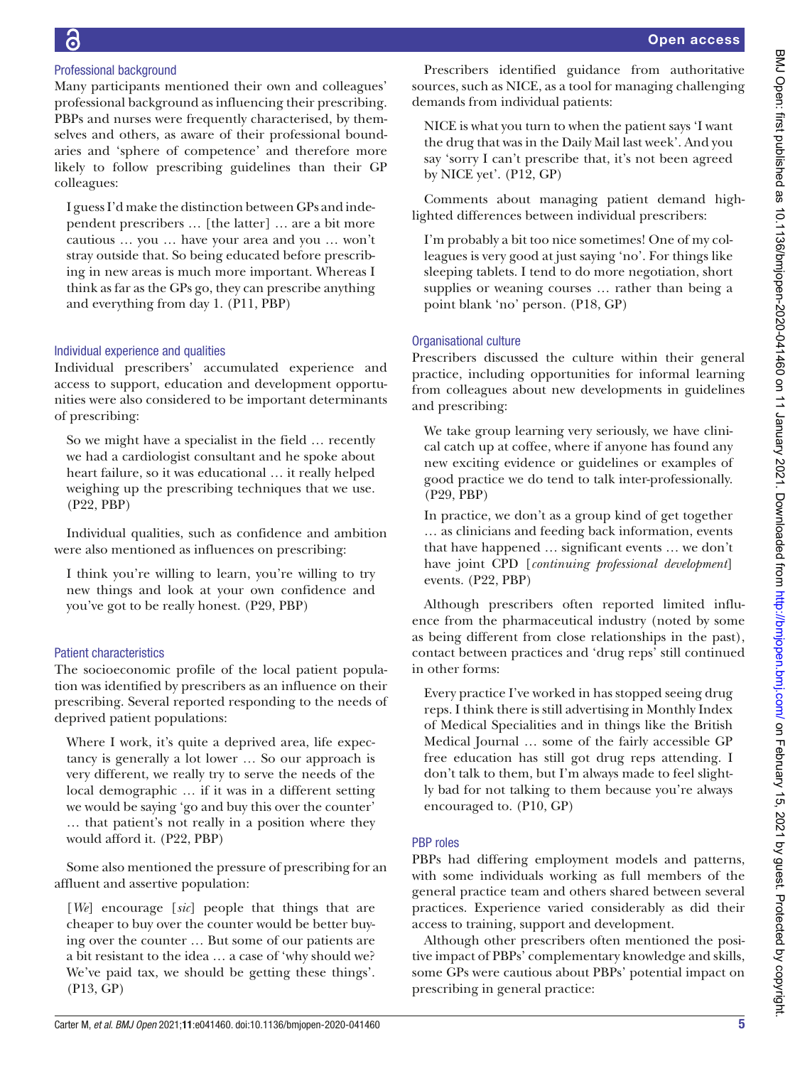### Professional background

Many participants mentioned their own and colleagues' professional background as influencing their prescribing. PBPs and nurses were frequently characterised, by themselves and others, as aware of their professional boundaries and 'sphere of competence' and therefore more likely to follow prescribing guidelines than their GP colleagues:

> I guess I'd make the distinction between GPs and independent prescribers … [the latter] … are a bit more cautious … you … have your area and you … won't stray outside that. So being educated before prescribing in new areas is much more important. Whereas I think as far as the GPs go, they can prescribe anything and everything from day 1. (P11, PBP)

### Individual experience and qualities

Individual prescribers' accumulated experience and access to support, education and development opportunities were also considered to be important determinants of prescribing:

> So we might have a specialist in the field … recently we had a cardiologist consultant and he spoke about heart failure, so it was educational … it really helped weighing up the prescribing techniques that we use. (P22, PBP)

Individual qualities, such as confidence and ambition were also mentioned as influences on prescribing:

> I think you're willing to learn, you're willing to try new things and look at your own confidence and you've got to be really honest. (P29, PBP)

### Patient characteristics

The socioeconomic profile of the local patient population was identified by prescribers as an influence on their prescribing. Several reported responding to the needs of deprived patient populations:

> Where I work, it's quite a deprived area, life expectancy is generally a lot lower … So our approach is very different, we really try to serve the needs of the local demographic … if it was in a different setting we would be saying 'go and buy this over the counter' … that patient's not really in a position where they would afford it. (P22, PBP)

Some also mentioned the pressure of prescribing for an affluent and assertive population:

> [*We*] encourage [*sic*] people that things that are cheaper to buy over the counter would be better buying over the counter … But some of our patients are a bit resistant to the idea … a case of 'why should we? We've paid tax, we should be getting these things'. (P13, GP)

Prescribers identified guidance from authoritative sources, such as NICE, as a tool for managing challenging demands from individual patients:

> NICE is what you turn to when the patient says 'I want the drug that was in the Daily Mail last week'. And you say 'sorry I can't prescribe that, it's not been agreed by NICE yet'. (P12, GP)

Comments about managing patient demand highlighted differences between individual prescribers:

> I'm probably a bit too nice sometimes! One of my colleagues is very good at just saying 'no'. For things like sleeping tablets. I tend to do more negotiation, short supplies or weaning courses … rather than being a point blank 'no' person. (P18, GP)

### Organisational culture

Prescribers discussed the culture within their general practice, including opportunities for informal learning from colleagues about new developments in guidelines and prescribing:

> We take group learning very seriously, we have clinical catch up at coffee, where if anyone has found any new exciting evidence or guidelines or examples of good practice we do tend to talk inter-professionally. (P29, PBP)
>
> In practice, we don't as a group kind of get together … as clinicians and feeding back information, events that have happened … significant events … we don't have joint CPD [*continuing professional development*] events. (P22, PBP)

Although prescribers often reported limited influence from the pharmaceutical industry (noted by some as being different from close relationships in the past), contact between practices and 'drug reps' still continued in other forms:

> Every practice I've worked in has stopped seeing drug reps. I think there is still advertising in Monthly Index of Medical Specialities and in things like the British Medical Journal … some of the fairly accessible GP free education has still got drug reps attending. I don't talk to them, but I'm always made to feel slightly bad for not talking to them because you're always encouraged to. (P10, GP)

### PBP roles

PBPs had differing employment models and patterns, with some individuals working as full members of the general practice team and others shared between several practices. Experience varied considerably as did their access to training, support and development.

Although other prescribers often mentioned the positive impact of PBPs' complementary knowledge and skills, some GPs were cautious about PBPs' potential impact on prescribing in general practice: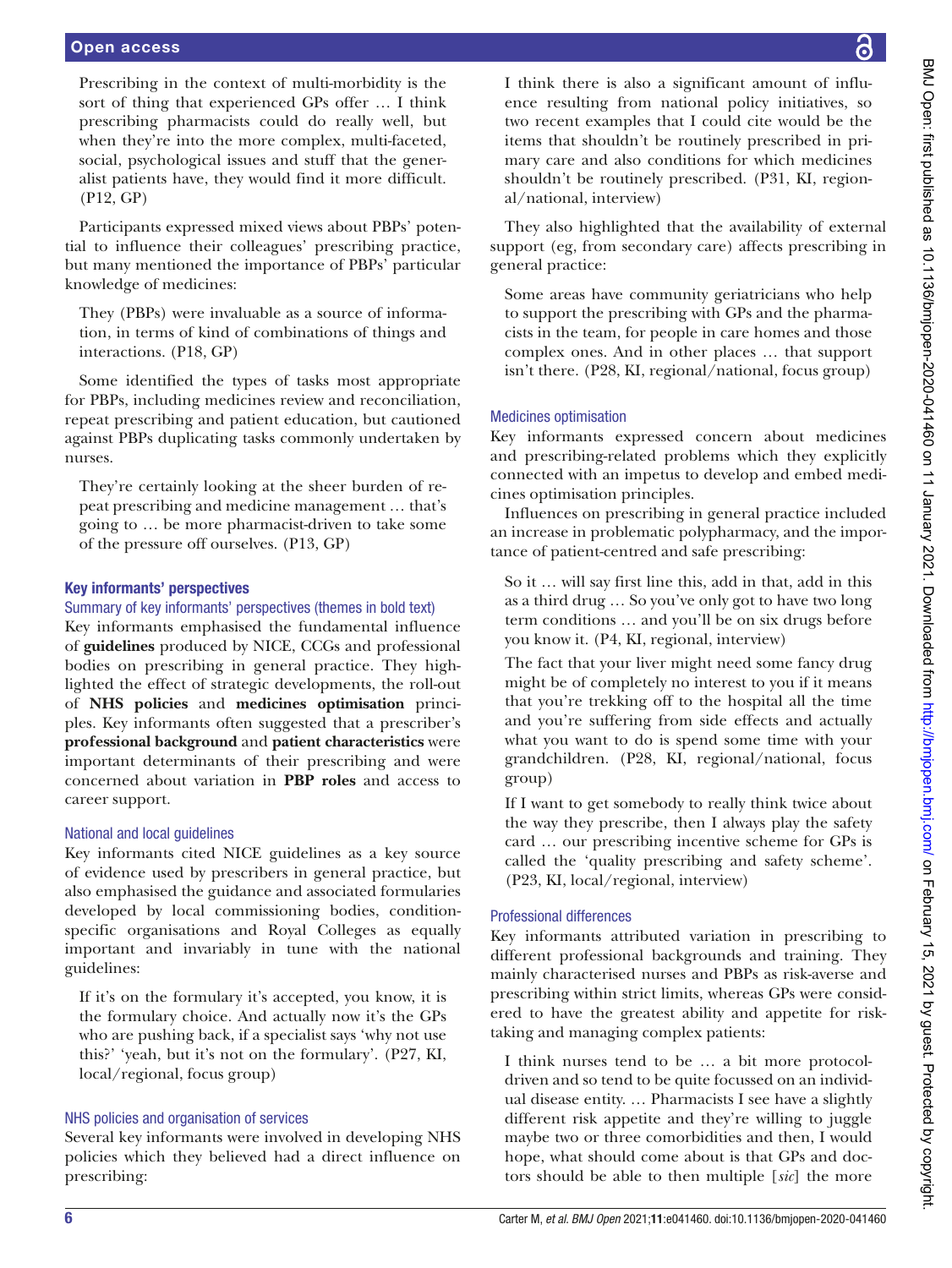> Prescribing in the context of multi-morbidity is the sort of thing that experienced GPs offer … I think prescribing pharmacists could do really well, but when they're into the more complex, multi-faceted, social, psychological issues and stuff that the generalist patients have, they would find it more difficult. (P12, GP)

Participants expressed mixed views about PBPs' potential to influence their colleagues' prescribing practice, but many mentioned the importance of PBPs' particular knowledge of medicines:

> They (PBPs) were invaluable as a source of information, in terms of kind of combinations of things and interactions. (P18, GP)

Some identified the types of tasks most appropriate for PBPs, including medicines review and reconciliation, repeat prescribing and patient education, but cautioned against PBPs duplicating tasks commonly undertaken by nurses.

> They're certainly looking at the sheer burden of repeat prescribing and medicine management … that's going to … be more pharmacist-driven to take some of the pressure off ourselves. (P13, GP)

### Key informants' perspectives

#### Summary of key informants' perspectives (themes in bold text)

Key informants emphasised the fundamental influence of **guidelines** produced by NICE, CCGs and professional bodies on prescribing in general practice. They highlighted the effect of strategic developments, the roll-out of **NHS policies** and **medicines optimisation** principles. Key informants often suggested that a prescriber's **professional background** and **patient characteristics** were important determinants of their prescribing and were concerned about variation in **PBP roles** and access to career support.

#### National and local guidelines

Key informants cited NICE guidelines as a key source of evidence used by prescribers in general practice, but also emphasised the guidance and associated formularies developed by local commissioning bodies, condition-specific organisations and Royal Colleges as equally important and invariably in tune with the national guidelines:

> If it's on the formulary it's accepted, you know, it is the formulary choice. And actually now it's the GPs who are pushing back, if a specialist says 'why not use this?' 'yeah, but it's not on the formulary'. (P27, KI, local/regional, focus group)

#### NHS policies and organisation of services

Several key informants were involved in developing NHS policies which they believed had a direct influence on prescribing:

> I think there is also a significant amount of influence resulting from national policy initiatives, so two recent examples that I could cite would be the items that shouldn't be routinely prescribed in primary care and also conditions for which medicines shouldn't be routinely prescribed. (P31, KI, regional/national, interview)

They also highlighted that the availability of external support (eg, from secondary care) affects prescribing in general practice:

> Some areas have community geriatricians who help to support the prescribing with GPs and the pharmacists in the team, for people in care homes and those complex ones. And in other places … that support isn't there. (P28, KI, regional/national, focus group)

#### Medicines optimisation

Key informants expressed concern about medicines and prescribing-related problems which they explicitly connected with an impetus to develop and embed medicines optimisation principles.

Influences on prescribing in general practice included an increase in problematic polypharmacy, and the importance of patient-centred and safe prescribing:

> So it … will say first line this, add in that, add in this as a third drug … So you've only got to have two long term conditions … and you'll be on six drugs before you know it. (P4, KI, regional, interview)

> The fact that your liver might need some fancy drug might be of completely no interest to you if it means that you're trekking off to the hospital all the time and you're suffering from side effects and actually what you want to do is spend some time with your grandchildren. (P28, KI, regional/national, focus group)

> If I want to get somebody to really think twice about the way they prescribe, then I always play the safety card … our prescribing incentive scheme for GPs is called the 'quality prescribing and safety scheme'. (P23, KI, local/regional, interview)

#### Professional differences

Key informants attributed variation in prescribing to different professional backgrounds and training. They mainly characterised nurses and PBPs as risk-averse and prescribing within strict limits, whereas GPs were considered to have the greatest ability and appetite for risk-taking and managing complex patients:

> I think nurses tend to be … a bit more protocol-driven and so tend to be quite focussed on an individual disease entity. … Pharmacists I see have a slightly different risk appetite and they're willing to juggle maybe two or three comorbidities and then, I would hope, what should come about is that GPs and doctors should be able to then multiple [*sic*] the more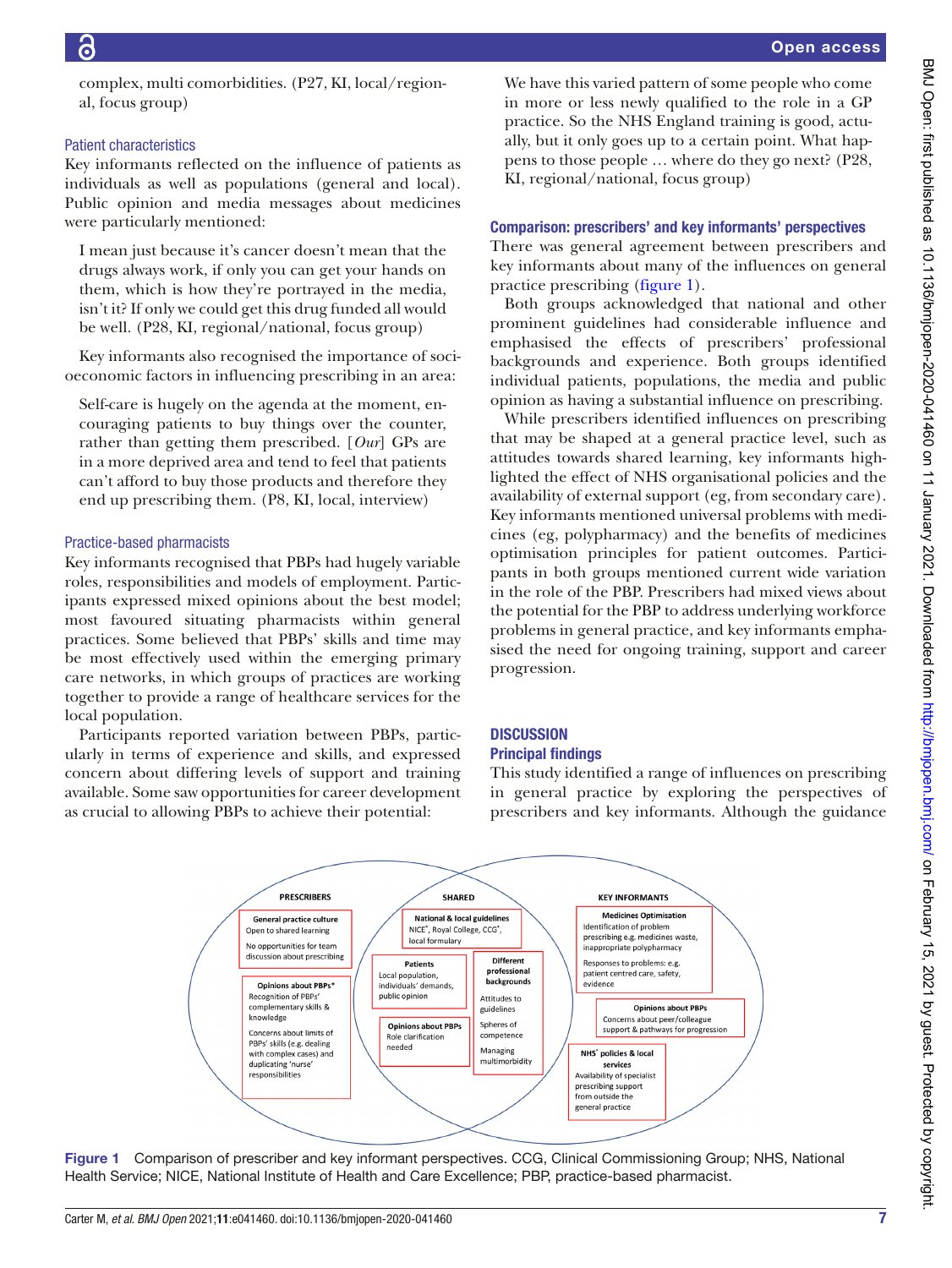complex, multi comorbidities. (P27, KI, local/regional, focus group)

### Patient characteristics

Key informants reflected on the influence of patients as individuals as well as populations (general and local). Public opinion and media messages about medicines were particularly mentioned:

> I mean just because it's cancer doesn't mean that the drugs always work, if only you can get your hands on them, which is how they're portrayed in the media, isn't it? If only we could get this drug funded all would be well. (P28, KI, regional/national, focus group)

Key informants also recognised the importance of socioeconomic factors in influencing prescribing in an area:

> Self-care is hugely on the agenda at the moment, encouraging patients to buy things over the counter, rather than getting them prescribed. [*Our*] GPs are in a more deprived area and tend to feel that patients can't afford to buy those products and therefore they end up prescribing them. (P8, KI, local, interview)

### Practice-based pharmacists

Key informants recognised that PBPs had hugely variable roles, responsibilities and models of employment. Participants expressed mixed opinions about the best model; most favoured situating pharmacists within general practices. Some believed that PBPs' skills and time may be most effectively used within the emerging primary care networks, in which groups of practices are working together to provide a range of healthcare services for the local population.

Participants reported variation between PBPs, particularly in terms of experience and skills, and expressed concern about differing levels of support and training available. Some saw opportunities for career development as crucial to allowing PBPs to achieve their potential:

> We have this varied pattern of some people who come in more or less newly qualified to the role in a GP practice. So the NHS England training is good, actually, but it only goes up to a certain point. What happens to those people … where do they go next? (P28, KI, regional/national, focus group)

## Comparison: prescribers' and key informants' perspectives

There was general agreement between prescribers and key informants about many of the influences on general practice prescribing (figure 1).

Both groups acknowledged that national and other prominent guidelines had considerable influence and emphasised the effects of prescribers' professional backgrounds and experience. Both groups identified individual patients, populations, the media and public opinion as having a substantial influence on prescribing.

While prescribers identified influences on prescribing that may be shaped at a general practice level, such as attitudes towards shared learning, key informants highlighted the effect of NHS organisational policies and the availability of external support (eg, from secondary care). Key informants mentioned universal problems with medicines (eg, polypharmacy) and the benefits of medicines optimisation principles for patient outcomes. Participants in both groups mentioned current wide variation in the role of the PBP. Prescribers had mixed views about the potential for the PBP to address underlying workforce problems in general practice, and key informants emphasised the need for ongoing training, support and career progression.

# DISCUSSION

## Principal findings

This study identified a range of influences on prescribing in general practice by exploring the perspectives of prescribers and key informants. Although the guidance

**Figure 1** Comparison of prescriber and key informant perspectives. CCG, Clinical Commissioning Group; NHS, National Health Service; NICE, National Institute of Health and Care Excellence; PBP, practice-based pharmacist.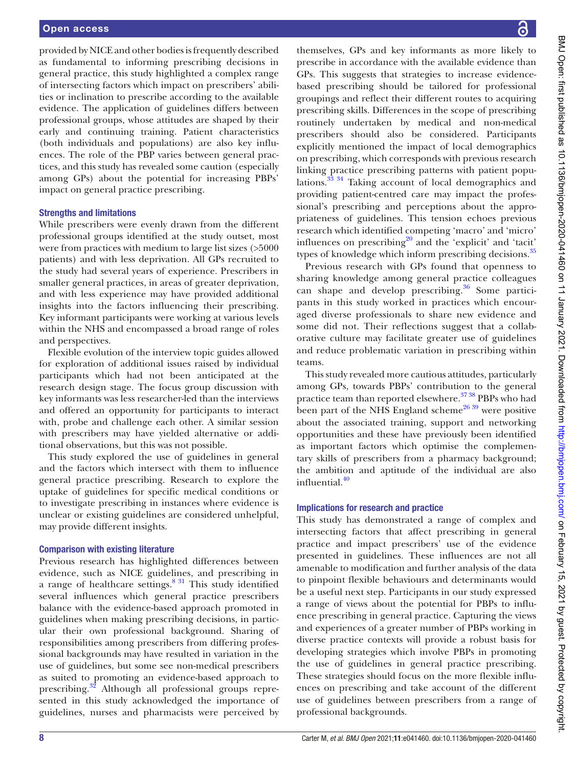provided by NICE and other bodies is frequently described as fundamental to informing prescribing decisions in general practice, this study highlighted a complex range of intersecting factors which impact on prescribers' abilities or inclination to prescribe according to the available evidence. The application of guidelines differs between professional groups, whose attitudes are shaped by their early and continuing training. Patient characteristics (both individuals and populations) are also key influences. The role of the PBP varies between general practices, and this study has revealed some caution (especially among GPs) about the potential for increasing PBPs' impact on general practice prescribing.

### Strengths and limitations

While prescribers were evenly drawn from the different professional groups identified at the study outset, most were from practices with medium to large list sizes (>5000 patients) and with less deprivation. All GPs recruited to the study had several years of experience. Prescribers in smaller general practices, in areas of greater deprivation, and with less experience may have provided additional insights into the factors influencing their prescribing. Key informant participants were working at various levels within the NHS and encompassed a broad range of roles and perspectives.

Flexible evolution of the interview topic guides allowed for exploration of additional issues raised by individual participants which had not been anticipated at the research design stage. The focus group discussion with key informants was less researcher-led than the interviews and offered an opportunity for participants to interact with, probe and challenge each other. A similar session with prescribers may have yielded alternative or additional observations, but this was not possible.

This study explored the use of guidelines in general and the factors which intersect with them to influence general practice prescribing. Research to explore the uptake of guidelines for specific medical conditions or to investigate prescribing in instances where evidence is unclear or existing guidelines are considered unhelpful, may provide different insights.

### Comparison with existing literature

Previous research has highlighted differences between evidence, such as NICE guidelines, and prescribing in a range of healthcare settings.[8 31] This study identified several influences which general practice prescribers balance with the evidence-based approach promoted in guidelines when making prescribing decisions, in particular their own professional background. Sharing of responsibilities among prescribers from differing professional backgrounds may have resulted in variation in the use of guidelines, but some see non-medical prescribers as suited to promoting an evidence-based approach to prescribing.[32] Although all professional groups represented in this study acknowledged the importance of guidelines, nurses and pharmacists were perceived by themselves, GPs and key informants as more likely to prescribe in accordance with the available evidence than GPs. This suggests that strategies to increase evidence-based prescribing should be tailored for professional groupings and reflect their different routes to acquiring prescribing skills. Differences in the scope of prescribing routinely undertaken by medical and non-medical prescribers should also be considered. Participants explicitly mentioned the impact of local demographics on prescribing, which corresponds with previous research linking practice prescribing patterns with patient populations.[33 34] Taking account of local demographics and providing patient-centred care may impact the professional's prescribing and perceptions about the appropriateness of guidelines. This tension echoes previous research which identified competing 'macro' and 'micro' influences on prescribing[20] and the 'explicit' and 'tacit' types of knowledge which inform prescribing decisions.[35]

Previous research with GPs found that openness to sharing knowledge among general practice colleagues can shape and develop prescribing.[36] Some participants in this study worked in practices which encouraged diverse professionals to share new evidence and some did not. Their reflections suggest that a collaborative culture may facilitate greater use of guidelines and reduce problematic variation in prescribing within teams.

This study revealed more cautious attitudes, particularly among GPs, towards PBPs' contribution to the general practice team than reported elsewhere.[37 38] PBPs who had been part of the NHS England scheme[26 39] were positive about the associated training, support and networking opportunities and these have previously been identified as important factors which optimise the complementary skills of prescribers from a pharmacy background; the ambition and aptitude of the individual are also influential.[40]

### Implications for research and practice

This study has demonstrated a range of complex and intersecting factors that affect prescribing in general practice and impact prescribers' use of the evidence presented in guidelines. These influences are not all amenable to modification and further analysis of the data to pinpoint flexible behaviours and determinants would be a useful next step. Participants in our study expressed a range of views about the potential for PBPs to influence prescribing in general practice. Capturing the views and experiences of a greater number of PBPs working in diverse practice contexts will provide a robust basis for developing strategies which involve PBPs in promoting the use of guidelines in general practice prescribing. These strategies should focus on the more flexible influences on prescribing and take account of the different use of guidelines between prescribers from a range of professional backgrounds.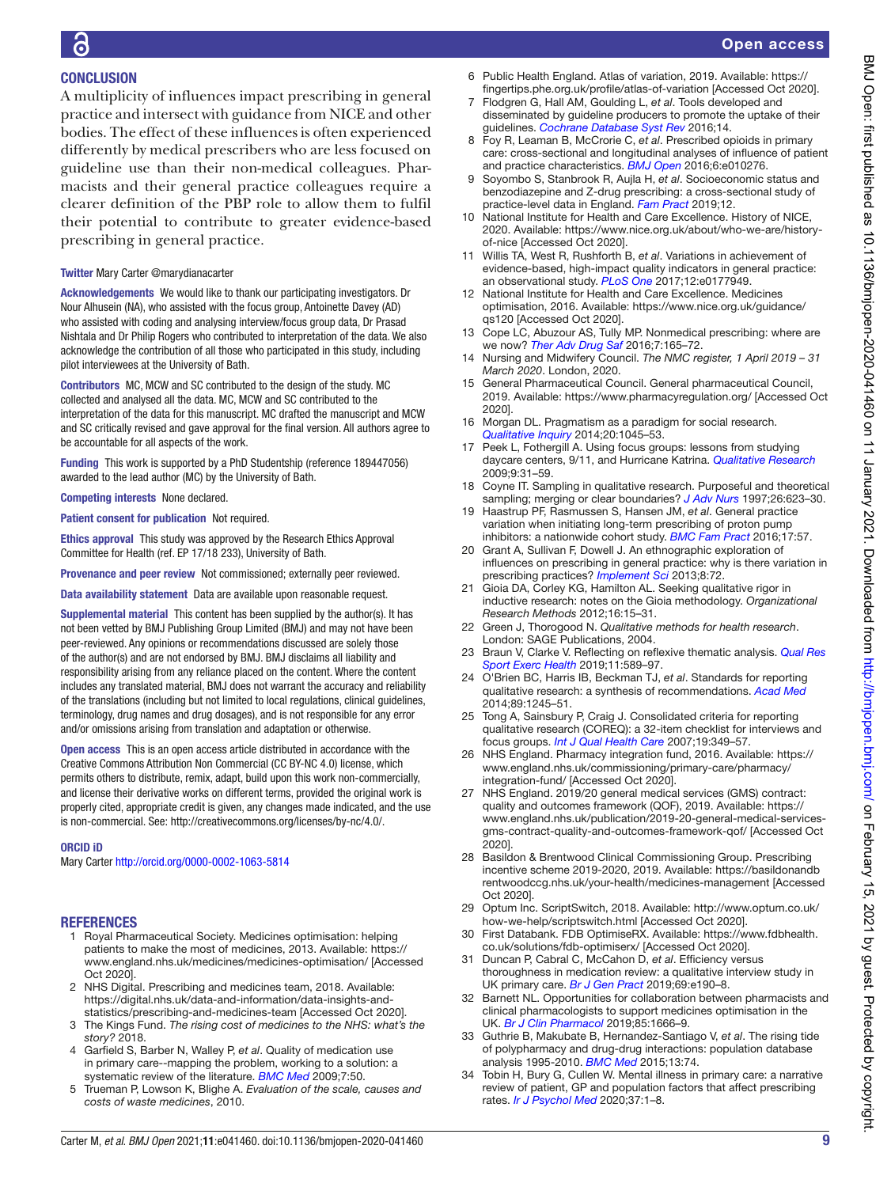## CONCLUSION

A multiplicity of influences impact prescribing in general practice and intersect with guidance from NICE and other bodies. The effect of these influences is often experienced differently by medical prescribers who are less focused on guideline use than their non-medical colleagues. Pharmacists and their general practice colleagues require a clearer definition of the PBP role to allow them to fulfil their potential to contribute to greater evidence-based prescribing in general practice.

**Twitter** Mary Carter @marydianacarter

**Acknowledgements** We would like to thank our participating investigators. Dr Nour Alhusein (NA), who assisted with the focus group, Antoinette Davey (AD) who assisted with coding and analysing interview/focus group data, Dr Prasad Nishtala and Dr Philip Rogers who contributed to interpretation of the data. We also acknowledge the contribution of all those who participated in this study, including pilot interviewees at the University of Bath.

**Contributors** MC, MCW and SC contributed to the design of the study. MC collected and analysed all the data. MC, MCW and SC contributed to the interpretation of the data for this manuscript. MC drafted the manuscript and MCW and SC critically revised and gave approval for the final version. All authors agree to be accountable for all aspects of the work.

**Funding** This work is supported by a PhD Studentship (reference 189447056) awarded to the lead author (MC) by the University of Bath.

**Competing interests** None declared.

**Patient consent for publication** Not required.

**Ethics approval** This study was approved by the Research Ethics Approval Committee for Health (ref. EP 17/18 233), University of Bath.

**Provenance and peer review** Not commissioned; externally peer reviewed.

**Data availability statement** Data are available upon reasonable request.

**Supplemental material** This content has been supplied by the author(s). It has not been vetted by BMJ Publishing Group Limited (BMJ) and may not have been peer-reviewed. Any opinions or recommendations discussed are solely those of the author(s) and are not endorsed by BMJ. BMJ disclaims all liability and responsibility arising from any reliance placed on the content. Where the content includes any translated material, BMJ does not warrant the accuracy and reliability of the translations (including but not limited to local regulations, clinical guidelines, terminology, drug names and drug dosages), and is not responsible for any error and/or omissions arising from translation and adaptation or otherwise.

**Open access** This is an open access article distributed in accordance with the Creative Commons Attribution Non Commercial (CC BY-NC 4.0) license, which permits others to distribute, remix, adapt, build upon this work non-commercially, and license their derivative works on different terms, provided the original work is properly cited, appropriate credit is given, any changes made indicated, and the use is non-commercial. See: http://creativecommons.org/licenses/by-nc/4.0/.

**ORCID iD**

Mary Carter http://orcid.org/0000-0002-1063-5814

## REFERENCES

1. Royal Pharmaceutical Society. Medicines optimisation: helping patients to make the most of medicines, 2013. Available: https://www.england.nhs.uk/medicines/medicines-optimisation/ [Accessed Oct 2020].
2. NHS Digital. Prescribing and medicines team, 2018. Available: https://digital.nhs.uk/data-and-information/data-insights-and-statistics/prescribing-and-medicines-team [Accessed Oct 2020].
3. The Kings Fund. *The rising cost of medicines to the NHS: what's the story?* 2018.
4. Garfield S, Barber N, Walley P, *et al*. Quality of medication use in primary care--mapping the problem, working to a solution: a systematic review of the literature. *BMC Med* 2009;7:50.
5. Trueman P, Lowson K, Blighe A. *Evaluation of the scale, causes and costs of waste medicines*, 2010.
6. Public Health England. Atlas of variation, 2019. Available: https://fingertips.phe.org.uk/profile/atlas-of-variation [Accessed Oct 2020].
7. Flodgren G, Hall AM, Goulding L, *et al*. Tools developed and disseminated by guideline producers to promote the uptake of their guidelines. *Cochrane Database Syst Rev* 2016;14.
8. Foy R, Leaman B, McCrorie C, *et al*. Prescribed opioids in primary care: cross-sectional and longitudinal analyses of influence of patient and practice characteristics. *BMJ Open* 2016;6:e010276.
9. Soyombo S, Stanbrook R, Aujla H, *et al*. Socioeconomic status and benzodiazepine and Z-drug prescribing: a cross-sectional study of practice-level data in England. *Fam Pract* 2019;12.
10. National Institute for Health and Care Excellence. History of NICE, 2020. Available: https://www.nice.org.uk/about/who-we-are/history-of-nice [Accessed Oct 2020].
11. Willis TA, West R, Rushforth B, *et al*. Variations in achievement of evidence-based, high-impact quality indicators in general practice: an observational study. *PLoS One* 2017;12:e0177949.
12. National Institute for Health and Care Excellence. Medicines optimisation, 2016. Available: https://www.nice.org.uk/guidance/qs120 [Accessed Oct 2020].
13. Cope LC, Abuzour AS, Tully MP. Nonmedical prescribing: where are we now? *Ther Adv Drug Saf* 2016;7:165–72.
14. Nursing and Midwifery Council. *The NMC register, 1 April 2019 – 31 March 2020*. London, 2020.
15. General Pharmaceutical Council. General pharmaceutical Council, 2019. Available: https://www.pharmacyregulation.org/ [Accessed Oct 2020].
16. Morgan DL. Pragmatism as a paradigm for social research. *Qualitative Inquiry* 2014;20:1045–53.
17. Peek L, Fothergill A. Using focus groups: lessons from studying daycare centers, 9/11, and Hurricane Katrina. *Qualitative Research* 2009;9:31–59.
18. Coyne IT. Sampling in qualitative research. Purposeful and theoretical sampling; merging or clear boundaries? *J Adv Nurs* 1997;26:623–30.
19. Haastrup PF, Rasmussen S, Hansen JM, *et al*. General practice variation when initiating long-term prescribing of proton pump inhibitors: a nationwide cohort study. *BMC Fam Pract* 2016;17:57.
20. Grant A, Sullivan F, Dowell J. An ethnographic exploration of influences on prescribing in general practice: why is there variation in prescribing practices? *Implement Sci* 2013;8:72.
21. Gioia DA, Corley KG, Hamilton AL. Seeking qualitative rigor in inductive research: notes on the Gioia methodology. *Organizational Research Methods* 2012;16:15–31.
22. Green J, Thorogood N. *Qualitative methods for health research*. London: SAGE Publications, 2004.
23. Braun V, Clarke V. Reflecting on reflexive thematic analysis. *Qual Res Sport Exerc Health* 2019;11:589–97.
24. O'Brien BC, Harris IB, Beckman TJ, *et al*. Standards for reporting qualitative research: a synthesis of recommendations. *Acad Med* 2014;89:1245–51.
25. Tong A, Sainsbury P, Craig J. Consolidated criteria for reporting qualitative research (COREQ): a 32-item checklist for interviews and focus groups. *Int J Qual Health Care* 2007;19:349–57.
26. NHS England. Pharmacy integration fund, 2016. Available: https://www.england.nhs.uk/commissioning/primary-care/pharmacy/integration-fund/ [Accessed Oct 2020].
27. NHS England. 2019/20 general medical services (GMS) contract: quality and outcomes framework (QOF), 2019. Available: https://www.england.nhs.uk/publication/2019-20-general-medical-services-gms-contract-quality-and-outcomes-framework-qof/ [Accessed Oct 2020].
28. Basildon & Brentwood Clinical Commissioning Group. Prescribing incentive scheme 2019-2020, 2019. Available: https://basildonandbrentwoodccg.nhs.uk/your-health/medicines-management [Accessed Oct 2020].
29. Optum Inc. ScriptSwitch, 2018. Available: http://www.optum.co.uk/how-we-help/scriptswitch.html [Accessed Oct 2020].
30. First Databank. FDB OptimiseRX. Available: https://www.fdbhealth.co.uk/solutions/fdb-optimiserx/ [Accessed Oct 2020].
31. Duncan P, Cabral C, McCahon D, *et al*. Efficiency versus thoroughness in medication review: a qualitative interview study in UK primary care. *Br J Gen Pract* 2019;69:e190–8.
32. Barnett NL. Opportunities for collaboration between pharmacists and clinical pharmacologists to support medicines optimisation in the UK. *Br J Clin Pharmacol* 2019;85:1666–9.
33. Guthrie B, Makubate B, Hernandez-Santiago V, *et al*. The rising tide of polypharmacy and drug-drug interactions: population database analysis 1995-2010. *BMC Med* 2015;13:74.
34. Tobin H, Bury G, Cullen W. Mental illness in primary care: a narrative review of patient, GP and population factors that affect prescribing rates. *Ir J Psychol Med* 2020;37:1–8.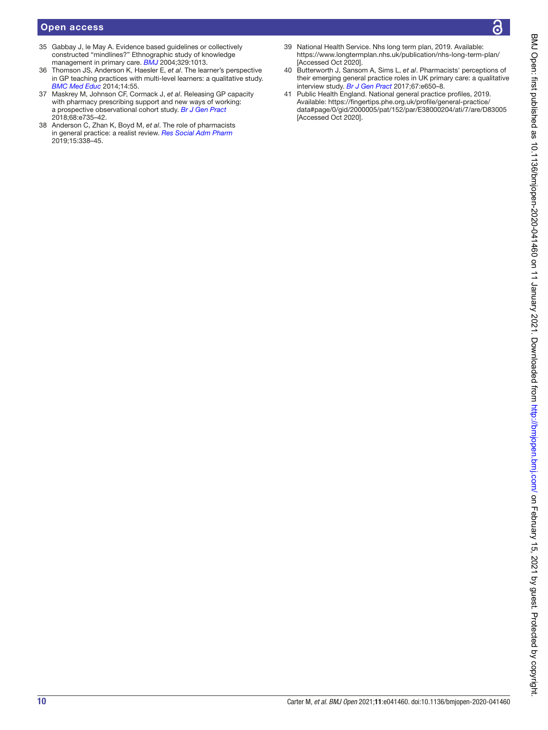35 Gabbay J, le May A. Evidence based guidelines or collectively constructed "mindlines?" Ethnographic study of knowledge management in primary care. *BMJ* 2004;329:1013.

36 Thomson JS, Anderson K, Haesler E, *et al*. The learner's perspective in GP teaching practices with multi-level learners: a qualitative study. *BMC Med Educ* 2014;14:55.

37 Maskrey M, Johnson CF, Cormack J, *et al*. Releasing GP capacity with pharmacy prescribing support and new ways of working: a prospective observational cohort study. *Br J Gen Pract* 2018;68:e735–42.

38 Anderson C, Zhan K, Boyd M, *et al*. The role of pharmacists in general practice: a realist review. *Res Social Adm Pharm* 2019;15:338–45.

39 National Health Service. Nhs long term plan, 2019. Available: https://www.longtermplan.nhs.uk/publication/nhs-long-term-plan/ [Accessed Oct 2020].

40 Butterworth J, Sansom A, Sims L, *et al*. Pharmacists' perceptions of their emerging general practice roles in UK primary care: a qualitative interview study. *Br J Gen Pract* 2017;67:e650–8.

41 Public Health England. National general practice profiles, 2019. Available: https://fingertips.phe.org.uk/profile/general-practice/data#page/0/gid/2000005/pat/152/par/E38000204/ati/7/are/D83005 [Accessed Oct 2020].